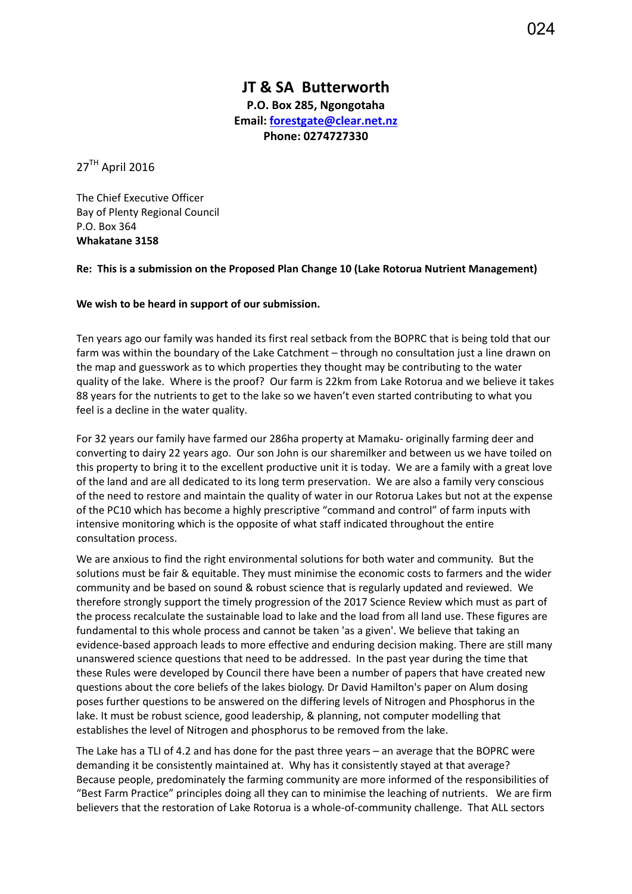# JT & SA Butterworth

**P.O. Box 285, Ngongotaha**
**Email: forestgate@clear.net.nz**
**Phone: 0274727330**

27TH April 2016

The Chief Executive Officer
Bay of Plenty Regional Council
P.O. Box 364
**Whakatane 3158**

**Re: This is a submission on the Proposed Plan Change 10 (Lake Rotorua Nutrient Management)**

**We wish to be heard in support of our submission.**

Ten years ago our family was handed its first real setback from the BOPRC that is being told that our farm was within the boundary of the Lake Catchment – through no consultation just a line drawn on the map and guesswork as to which properties they thought may be contributing to the water quality of the lake. Where is the proof? Our farm is 22km from Lake Rotorua and we believe it takes 88 years for the nutrients to get to the lake so we haven't even started contributing to what you feel is a decline in the water quality.

For 32 years our family have farmed our 286ha property at Mamaku- originally farming deer and converting to dairy 22 years ago. Our son John is our sharemilker and between us we have toiled on this property to bring it to the excellent productive unit it is today. We are a family with a great love of the land and are all dedicated to its long term preservation. We are also a family very conscious of the need to restore and maintain the quality of water in our Rotorua Lakes but not at the expense of the PC10 which has become a highly prescriptive "command and control" of farm inputs with intensive monitoring which is the opposite of what staff indicated throughout the entire consultation process.

We are anxious to find the right environmental solutions for both water and community. But the solutions must be fair & equitable. They must minimise the economic costs to farmers and the wider community and be based on sound & robust science that is regularly updated and reviewed. We therefore strongly support the timely progression of the 2017 Science Review which must as part of the process recalculate the sustainable load to lake and the load from all land use. These figures are fundamental to this whole process and cannot be taken 'as a given'. We believe that taking an evidence-based approach leads to more effective and enduring decision making. There are still many unanswered science questions that need to be addressed. In the past year during the time that these Rules were developed by Council there have been a number of papers that have created new questions about the core beliefs of the lakes biology. Dr David Hamilton's paper on Alum dosing poses further questions to be answered on the differing levels of Nitrogen and Phosphorus in the lake. It must be robust science, good leadership, & planning, not computer modelling that establishes the level of Nitrogen and phosphorus to be removed from the lake.

The Lake has a TLI of 4.2 and has done for the past three years – an average that the BOPRC were demanding it be consistently maintained at. Why has it consistently stayed at that average? Because people, predominately the farming community are more informed of the responsibilities of "Best Farm Practice" principles doing all they can to minimise the leaching of nutrients. We are firm believers that the restoration of Lake Rotorua is a whole-of-community challenge. That ALL sectors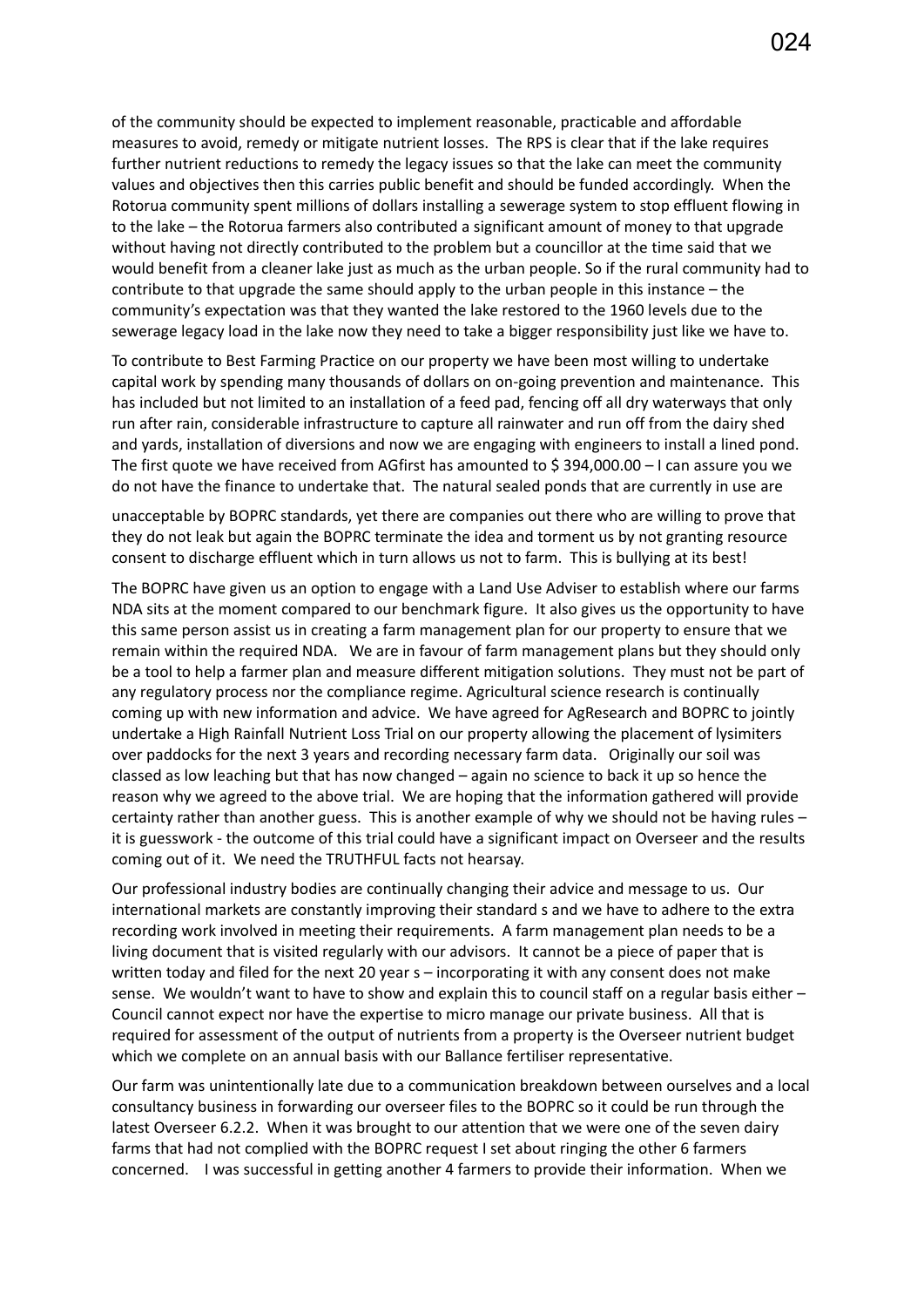of the community should be expected to implement reasonable, practicable and affordable measures to avoid, remedy or mitigate nutrient losses. The RPS is clear that if the lake requires further nutrient reductions to remedy the legacy issues so that the lake can meet the community values and objectives then this carries public benefit and should be funded accordingly. When the Rotorua community spent millions of dollars installing a sewerage system to stop effluent flowing in to the lake – the Rotorua farmers also contributed a significant amount of money to that upgrade without having not directly contributed to the problem but a councillor at the time said that we would benefit from a cleaner lake just as much as the urban people. So if the rural community had to contribute to that upgrade the same should apply to the urban people in this instance – the community's expectation was that they wanted the lake restored to the 1960 levels due to the sewerage legacy load in the lake now they need to take a bigger responsibility just like we have to.

To contribute to Best Farming Practice on our property we have been most willing to undertake capital work by spending many thousands of dollars on on-going prevention and maintenance. This has included but not limited to an installation of a feed pad, fencing off all dry waterways that only run after rain, considerable infrastructure to capture all rainwater and run off from the dairy shed and yards, installation of diversions and now we are engaging with engineers to install a lined pond. The first quote we have received from AGfirst has amounted to $ 394,000.00 – I can assure you we do not have the finance to undertake that. The natural sealed ponds that are currently in use are unacceptable by BOPRC standards, yet there are companies out there who are willing to prove that they do not leak but again the BOPRC terminate the idea and torment us by not granting resource consent to discharge effluent which in turn allows us not to farm. This is bullying at its best!

The BOPRC have given us an option to engage with a Land Use Adviser to establish where our farms NDA sits at the moment compared to our benchmark figure. It also gives us the opportunity to have this same person assist us in creating a farm management plan for our property to ensure that we remain within the required NDA. We are in favour of farm management plans but they should only be a tool to help a farmer plan and measure different mitigation solutions. They must not be part of any regulatory process nor the compliance regime. Agricultural science research is continually coming up with new information and advice. We have agreed for AgResearch and BOPRC to jointly undertake a High Rainfall Nutrient Loss Trial on our property allowing the placement of lysimiters over paddocks for the next 3 years and recording necessary farm data. Originally our soil was classed as low leaching but that has now changed – again no science to back it up so hence the reason why we agreed to the above trial. We are hoping that the information gathered will provide certainty rather than another guess. This is another example of why we should not be having rules – it is guesswork - the outcome of this trial could have a significant impact on Overseer and the results coming out of it. We need the TRUTHFUL facts not hearsay.

Our professional industry bodies are continually changing their advice and message to us. Our international markets are constantly improving their standard s and we have to adhere to the extra recording work involved in meeting their requirements. A farm management plan needs to be a living document that is visited regularly with our advisors. It cannot be a piece of paper that is written today and filed for the next 20 year s – incorporating it with any consent does not make sense. We wouldn't want to have to show and explain this to council staff on a regular basis either – Council cannot expect nor have the expertise to micro manage our private business. All that is required for assessment of the output of nutrients from a property is the Overseer nutrient budget which we complete on an annual basis with our Ballance fertiliser representative.

Our farm was unintentionally late due to a communication breakdown between ourselves and a local consultancy business in forwarding our overseer files to the BOPRC so it could be run through the latest Overseer 6.2.2. When it was brought to our attention that we were one of the seven dairy farms that had not complied with the BOPRC request I set about ringing the other 6 farmers concerned. I was successful in getting another 4 farmers to provide their information. When we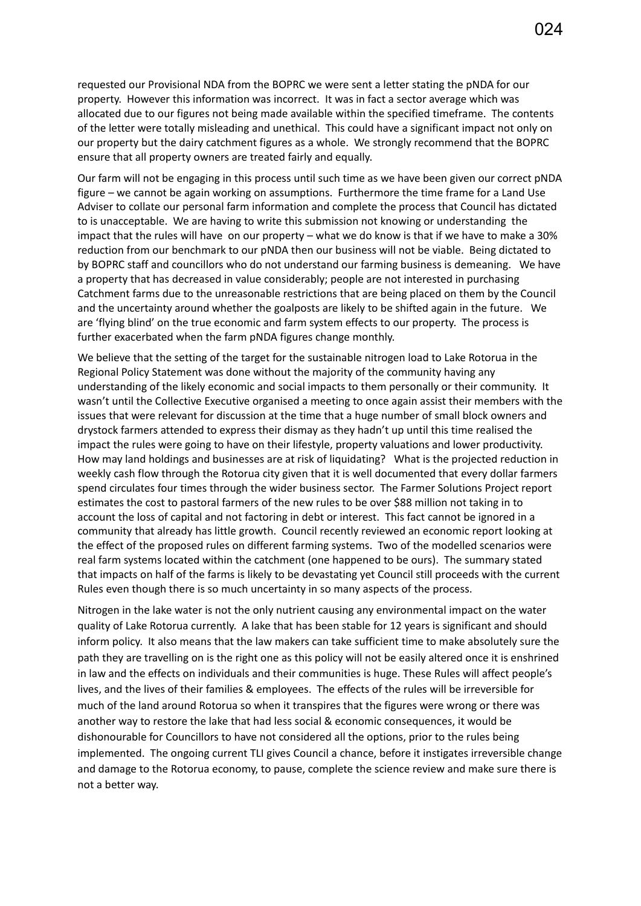requested our Provisional NDA from the BOPRC we were sent a letter stating the pNDA for our property. However this information was incorrect. It was in fact a sector average which was allocated due to our figures not being made available within the specified timeframe. The contents of the letter were totally misleading and unethical. This could have a significant impact not only on our property but the dairy catchment figures as a whole. We strongly recommend that the BOPRC ensure that all property owners are treated fairly and equally.

Our farm will not be engaging in this process until such time as we have been given our correct pNDA figure – we cannot be again working on assumptions. Furthermore the time frame for a Land Use Adviser to collate our personal farm information and complete the process that Council has dictated to is unacceptable. We are having to write this submission not knowing or understanding the impact that the rules will have on our property – what we do know is that if we have to make a 30% reduction from our benchmark to our pNDA then our business will not be viable. Being dictated to by BOPRC staff and councillors who do not understand our farming business is demeaning. We have a property that has decreased in value considerably; people are not interested in purchasing Catchment farms due to the unreasonable restrictions that are being placed on them by the Council and the uncertainty around whether the goalposts are likely to be shifted again in the future. We are 'flying blind' on the true economic and farm system effects to our property. The process is further exacerbated when the farm pNDA figures change monthly.

We believe that the setting of the target for the sustainable nitrogen load to Lake Rotorua in the Regional Policy Statement was done without the majority of the community having any understanding of the likely economic and social impacts to them personally or their community. It wasn't until the Collective Executive organised a meeting to once again assist their members with the issues that were relevant for discussion at the time that a huge number of small block owners and drystock farmers attended to express their dismay as they hadn't up until this time realised the impact the rules were going to have on their lifestyle, property valuations and lower productivity. How may land holdings and businesses are at risk of liquidating? What is the projected reduction in weekly cash flow through the Rotorua city given that it is well documented that every dollar farmers spend circulates four times through the wider business sector. The Farmer Solutions Project report estimates the cost to pastoral farmers of the new rules to be over $88 million not taking in to account the loss of capital and not factoring in debt or interest. This fact cannot be ignored in a community that already has little growth. Council recently reviewed an economic report looking at the effect of the proposed rules on different farming systems. Two of the modelled scenarios were real farm systems located within the catchment (one happened to be ours). The summary stated that impacts on half of the farms is likely to be devastating yet Council still proceeds with the current Rules even though there is so much uncertainty in so many aspects of the process.

Nitrogen in the lake water is not the only nutrient causing any environmental impact on the water quality of Lake Rotorua currently. A lake that has been stable for 12 years is significant and should inform policy. It also means that the law makers can take sufficient time to make absolutely sure the path they are travelling on is the right one as this policy will not be easily altered once it is enshrined in law and the effects on individuals and their communities is huge. These Rules will affect people's lives, and the lives of their families & employees. The effects of the rules will be irreversible for much of the land around Rotorua so when it transpires that the figures were wrong or there was another way to restore the lake that had less social & economic consequences, it would be dishonourable for Councillors to have not considered all the options, prior to the rules being implemented. The ongoing current TLI gives Council a chance, before it instigates irreversible change and damage to the Rotorua economy, to pause, complete the science review and make sure there is not a better way.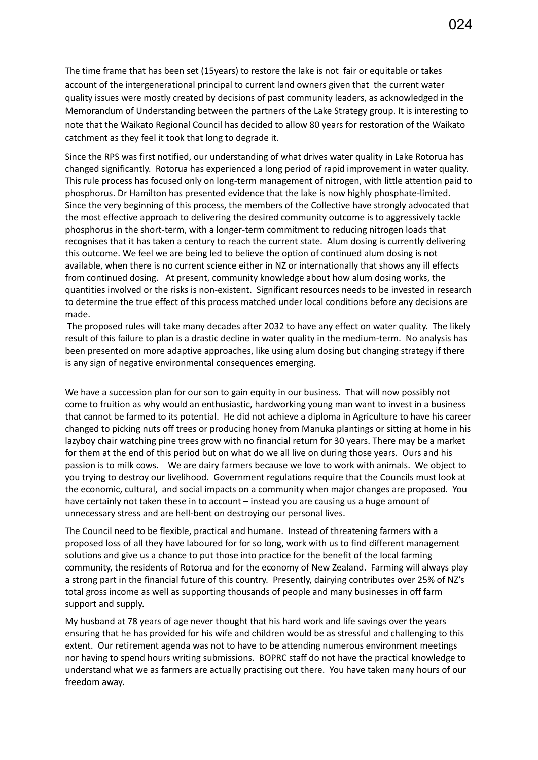The time frame that has been set (15years) to restore the lake is not fair or equitable or takes account of the intergenerational principal to current land owners given that the current water quality issues were mostly created by decisions of past community leaders, as acknowledged in the Memorandum of Understanding between the partners of the Lake Strategy group. It is interesting to note that the Waikato Regional Council has decided to allow 80 years for restoration of the Waikato catchment as they feel it took that long to degrade it.

Since the RPS was first notified, our understanding of what drives water quality in Lake Rotorua has changed significantly. Rotorua has experienced a long period of rapid improvement in water quality. This rule process has focused only on long-term management of nitrogen, with little attention paid to phosphorus. Dr Hamilton has presented evidence that the lake is now highly phosphate-limited. Since the very beginning of this process, the members of the Collective have strongly advocated that the most effective approach to delivering the desired community outcome is to aggressively tackle phosphorus in the short-term, with a longer-term commitment to reducing nitrogen loads that recognises that it has taken a century to reach the current state. Alum dosing is currently delivering this outcome. We feel we are being led to believe the option of continued alum dosing is not available, when there is no current science either in NZ or internationally that shows any ill effects from continued dosing. At present, community knowledge about how alum dosing works, the quantities involved or the risks is non-existent. Significant resources needs to be invested in research to determine the true effect of this process matched under local conditions before any decisions are made.

The proposed rules will take many decades after 2032 to have any effect on water quality. The likely result of this failure to plan is a drastic decline in water quality in the medium-term. No analysis has been presented on more adaptive approaches, like using alum dosing but changing strategy if there is any sign of negative environmental consequences emerging.

We have a succession plan for our son to gain equity in our business. That will now possibly not come to fruition as why would an enthusiastic, hardworking young man want to invest in a business that cannot be farmed to its potential. He did not achieve a diploma in Agriculture to have his career changed to picking nuts off trees or producing honey from Manuka plantings or sitting at home in his lazyboy chair watching pine trees grow with no financial return for 30 years. There may be a market for them at the end of this period but on what do we all live on during those years. Ours and his passion is to milk cows. We are dairy farmers because we love to work with animals. We object to you trying to destroy our livelihood. Government regulations require that the Councils must look at the economic, cultural, and social impacts on a community when major changes are proposed. You have certainly not taken these in to account – instead you are causing us a huge amount of unnecessary stress and are hell-bent on destroying our personal lives.

The Council need to be flexible, practical and humane. Instead of threatening farmers with a proposed loss of all they have laboured for for so long, work with us to find different management solutions and give us a chance to put those into practice for the benefit of the local farming community, the residents of Rotorua and for the economy of New Zealand. Farming will always play a strong part in the financial future of this country. Presently, dairying contributes over 25% of NZ's total gross income as well as supporting thousands of people and many businesses in off farm support and supply.

My husband at 78 years of age never thought that his hard work and life savings over the years ensuring that he has provided for his wife and children would be as stressful and challenging to this extent. Our retirement agenda was not to have to be attending numerous environment meetings nor having to spend hours writing submissions. BOPRC staff do not have the practical knowledge to understand what we as farmers are actually practising out there. You have taken many hours of our freedom away.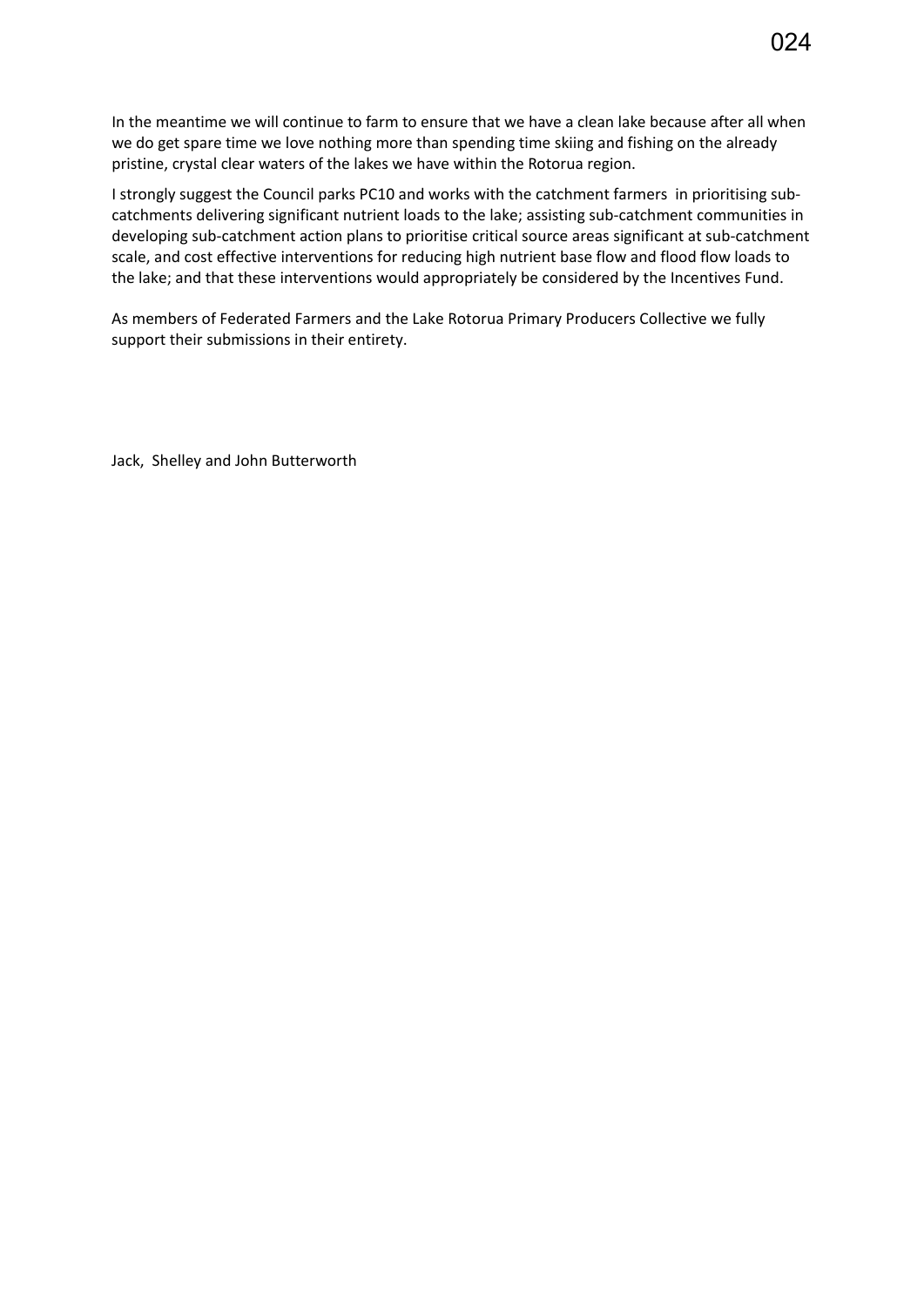In the meantime we will continue to farm to ensure that we have a clean lake because after all when we do get spare time we love nothing more than spending time skiing and fishing on the already pristine, crystal clear waters of the lakes we have within the Rotorua region.

I strongly suggest the Council parks PC10 and works with the catchment farmers in prioritising sub-catchments delivering significant nutrient loads to the lake; assisting sub-catchment communities in developing sub-catchment action plans to prioritise critical source areas significant at sub-catchment scale, and cost effective interventions for reducing high nutrient base flow and flood flow loads to the lake; and that these interventions would appropriately be considered by the Incentives Fund.

As members of Federated Farmers and the Lake Rotorua Primary Producers Collective we fully support their submissions in their entirety.

Jack, Shelley and John Butterworth